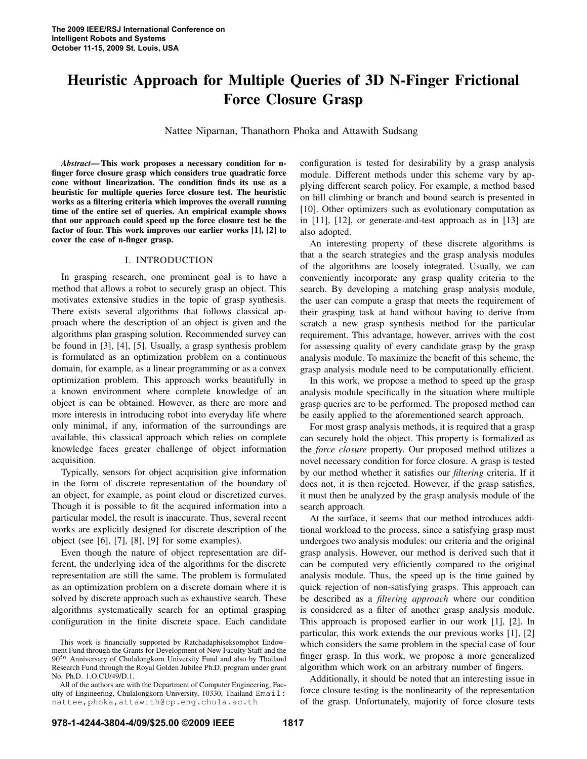# Heuristic Approach for Multiple Queries of 3D N-Finger Frictional Force Closure Grasp

Nattee Niparnan, Thanathorn Phoka and Attawith Sudsang

***Abstract*— This work proposes a necessary condition for n-finger force closure grasp which considers true quadratic force cone without linearization. The condition finds its use as a heuristic for multiple queries force closure test. The heuristic works as a filtering criteria which improves the overall running time of the entire set of queries. An empirical example shows that our approach could speed up the force closure test be the factor of four. This work improves our earlier works [1], [2] to cover the case of n-finger grasp.**

## I. INTRODUCTION

In grasping research, one prominent goal is to have a method that allows a robot to securely grasp an object. This motivates extensive studies in the topic of grasp synthesis. There exists several algorithms that follows classical approach where the description of an object is given and the algorithms plan grasping solution. Recommended survey can be found in [3], [4], [5]. Usually, a grasp synthesis problem is formulated as an optimization problem on a continuous domain, for example, as a linear programming or as a convex optimization problem. This approach works beautifully in a known environment where complete knowledge of an object is can be obtained. However, as there are more and more interests in introducing robot into everyday life where only minimal, if any, information of the surroundings are available, this classical approach which relies on complete knowledge faces greater challenge of object information acquisition.

Typically, sensors for object acquisition give information in the form of discrete representation of the boundary of an object, for example, as point cloud or discretized curves. Though it is possible to fit the acquired information into a particular model, the result is inaccurate. Thus, several recent works are explicitly designed for discrete description of the object (see [6], [7], [8], [9] for some examples).

Even though the nature of object representation are different, the underlying idea of the algorithms for the discrete representation are still the same. The problem is formulated as an optimization problem on a discrete domain where it is solved by discrete approach such as exhaustive search. These algorithms systematically search for an optimal grasping configuration in the finite discrete space. Each candidate configuration is tested for desirability by a grasp analysis module. Different methods under this scheme vary by applying different search policy. For example, a method based on hill climbing or branch and bound search is presented in [10]. Other optimizers such as evolutionary computation as in [11], [12], or generate-and-test approach as in [13] are also adopted.

An interesting property of these discrete algorithms is that a the search strategies and the grasp analysis modules of the algorithms are loosely integrated. Usually, we can conveniently incorporate any grasp quality criteria to the search. By developing a matching grasp analysis module, the user can compute a grasp that meets the requirement of their grasping task at hand without having to derive from scratch a new grasp synthesis method for the particular requirement. This advantage, however, arrives with the cost for assessing quality of every candidate grasp by the grasp analysis module. To maximize the benefit of this scheme, the grasp analysis module need to be computationally efficient.

In this work, we propose a method to speed up the grasp analysis module specifically in the situation where multiple grasp queries are to be performed. The proposed method can be easily applied to the aforementioned search approach.

For most grasp analysis methods, it is required that a grasp can securely hold the object. This property is formalized as the *force closure* property. Our proposed method utilizes a novel necessary condition for force closure. A grasp is tested by our method whether it satisfies our *filtering* criteria. If it does not, it is then rejected. However, if the grasp satisfies, it must then be analyzed by the grasp analysis module of the search approach.

At the surface, it seems that our method introduces additional workload to the process, since a satisfying grasp must undergoes two analysis modules: our criteria and the original grasp analysis. However, our method is derived such that it can be computed very efficiently compared to the original analysis module. Thus, the speed up is the time gained by quick rejection of non-satisfying grasps. This approach can be described as a *filtering approach* where our condition is considered as a filter of another grasp analysis module. This approach is proposed earlier in our work [1], [2]. In particular, this work extends the our previous works [1], [2] which considers the same problem in the special case of four finger grasp. In this work, we propose a more generalized algorithm which work on an arbitrary number of fingers.

Additionally, it should be noted that an interesting issue in force closure testing is the nonlinearity of the representation of the grasp. Unfortunately, majority of force closure tests

This work is financially supported by Ratchadaphiseksomphot Endowment Fund through the Grants for Development of New Faculty Staff and the $90^{th}$ Anniversary of Chulalongkorn University Fund and also by Thailand Research Fund through the Royal Golden Jubilee Ph.D. program under grant No. Ph.D. 1.O.CU/49/D.1.

All of the authors are with the Department of Computer Engineering, Faculty of Engineering, Chulalongkorn University, 10330, Thailand Email: nattee,phoka,attawith@cp.eng.chula.ac.th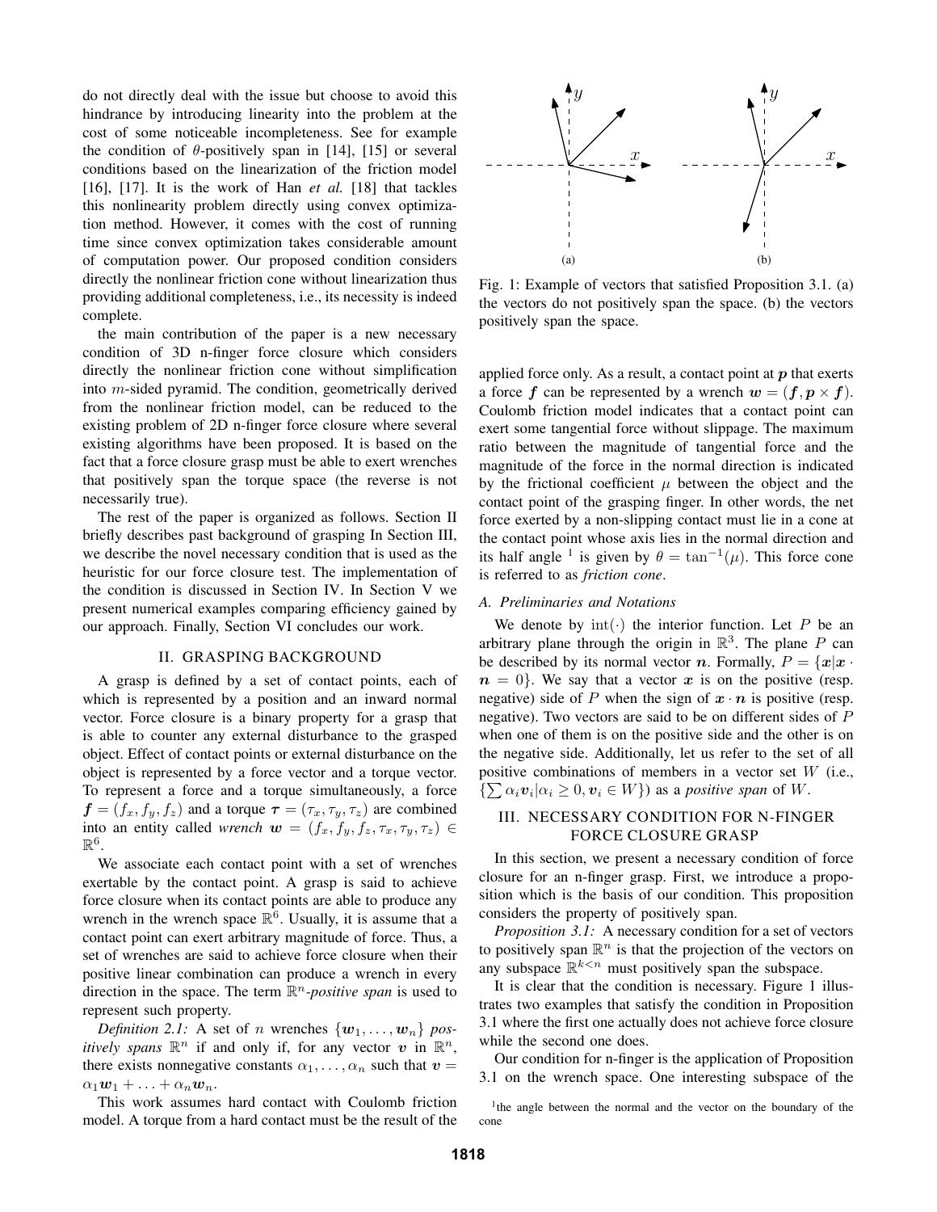do not directly deal with the issue but choose to avoid this hindrance by introducing linearity into the problem at the cost of some noticeable incompleteness. See for example the condition of $\theta$-positively span in [14], [15] or several conditions based on the linearization of the friction model [16], [17]. It is the work of Han *et al.* [18] that tackles this nonlinearity problem directly using convex optimization method. However, it comes with the cost of running time since convex optimization takes considerable amount of computation power. Our proposed condition considers directly the nonlinear friction cone without linearization thus providing additional completeness, i.e., its necessity is indeed complete.

the main contribution of the paper is a new necessary condition of 3D n-finger force closure which considers directly the nonlinear friction cone without simplification into $m$-sided pyramid. The condition, geometrically derived from the nonlinear friction model, can be reduced to the existing problem of 2D n-finger force closure where several existing algorithms have been proposed. It is based on the fact that a force closure grasp must be able to exert wrenches that positively span the torque space (the reverse is not necessarily true).

The rest of the paper is organized as follows. Section II briefly describes past background of grasping In Section III, we describe the novel necessary condition that is used as the heuristic for our force closure test. The implementation of the condition is discussed in Section IV. In Section V we present numerical examples comparing efficiency gained by our approach. Finally, Section VI concludes our work.

## II. GRASPING BACKGROUND

A grasp is defined by a set of contact points, each of which is represented by a position and an inward normal vector. Force closure is a binary property for a grasp that is able to counter any external disturbance to the grasped object. Effect of contact points or external disturbance on the object is represented by a force vector and a torque vector. To represent a force and a torque simultaneously, a force $\boldsymbol{f} = (f_x, f_y, f_z)$ and a torque $\boldsymbol{\tau} = (\tau_x, \tau_y, \tau_z)$ are combined into an entity called *wrench* $\boldsymbol{w} = (f_x, f_y, f_z, \tau_x, \tau_y, \tau_z) \in \mathbb{R}^6$.

We associate each contact point with a set of wrenches exertable by the contact point. A grasp is said to achieve force closure when its contact points are able to produce any wrench in the wrench space $\mathbb{R}^6$. Usually, it is assume that a contact point can exert arbitrary magnitude of force. Thus, a set of wrenches are said to achieve force closure when their positive linear combination can produce a wrench in every direction in the space. The term $\mathbb{R}^n$-*positive span* is used to represent such property.

*Definition 2.1:* A set of $n$ wrenches $\{\boldsymbol{w}_1, \ldots, \boldsymbol{w}_n\}$ *positively spans* $\mathbb{R}^n$ if and only if, for any vector $\boldsymbol{v}$ in $\mathbb{R}^n$, there exists nonnegative constants $\alpha_1, \ldots, \alpha_n$ such that $\boldsymbol{v} = \alpha_1 \boldsymbol{w}_1 + \ldots + \alpha_n \boldsymbol{w}_n$.

This work assumes hard contact with Coulomb friction model. A torque from a hard contact must be the result of the applied force only. As a result, a contact point at $\boldsymbol{p}$ that exerts a force $\boldsymbol{f}$ can be represented by a wrench $\boldsymbol{w} = (\boldsymbol{f}, \boldsymbol{p} \times \boldsymbol{f})$. Coulomb friction model indicates that a contact point can exert some tangential force without slippage. The maximum ratio between the magnitude of tangential force and the magnitude of the force in the normal direction is indicated by the frictional coefficient $\mu$ between the object and the contact point of the grasping finger. In other words, the net force exerted by a non-slipping contact must lie in a cone at the contact point whose axis lies in the normal direction and its half angle [1] is given by $\theta = \tan^{-1}(\mu)$. This force cone is referred to as *friction cone*.

Fig. 1: Example of vectors that satisfied Proposition 3.1. (a) the vectors do not positively span the space. (b) the vectors positively span the space.

### A. Preliminaries and Notations

We denote by $\operatorname{int}(\cdot)$ the interior function. Let $P$ be an arbitrary plane through the origin in $\mathbb{R}^3$. The plane $P$ can be described by its normal vector $\boldsymbol{n}$. Formally, $P = \{\boldsymbol{x} | \boldsymbol{x} \cdot \boldsymbol{n} = 0\}$. We say that a vector $\boldsymbol{x}$ is on the positive (resp. negative) side of $P$ when the sign of $\boldsymbol{x} \cdot \boldsymbol{n}$ is positive (resp. negative). Two vectors are said to be on different sides of $P$ when one of them is on the positive side and the other is on the negative side. Additionally, let us refer to the set of all positive combinations of members in a vector set $W$ (i.e., $\{\sum \alpha_i \boldsymbol{v}_i | \alpha_i \geq 0, \boldsymbol{v}_i \in W\}$) as a *positive span* of $W$.

## III. NECESSARY CONDITION FOR N-FINGER FORCE CLOSURE GRASP

In this section, we present a necessary condition of force closure for an n-finger grasp. First, we introduce a proposition which is the basis of our condition. This proposition considers the property of positively span.

*Proposition 3.1:* A necessary condition for a set of vectors to positively span $\mathbb{R}^n$ is that the projection of the vectors on any subspace $\mathbb{R}^{k<n}$ must positively span the subspace.

It is clear that the condition is necessary. Figure 1 illustrates two examples that satisfy the condition in Proposition 3.1 where the first one actually does not achieve force closure while the second one does.

Our condition for n-finger is the application of Proposition 3.1 on the wrench space. One interesting subspace of the

[1] the angle between the normal and the vector on the boundary of the cone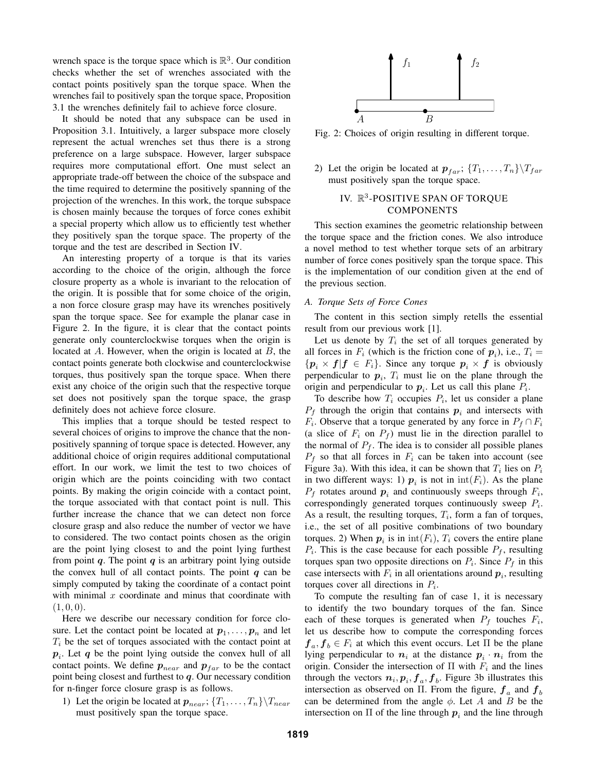wrench space is the torque space which is $\mathbb{R}^3$. Our condition checks whether the set of wrenches associated with the contact points positively span the torque space. When the wrenches fail to positively span the torque space, Proposition 3.1 the wrenches definitely fail to achieve force closure.

It should be noted that any subspace can be used in Proposition 3.1. Intuitively, a larger subspace more closely represent the actual wrenches set thus there is a strong preference on a large subspace. However, larger subspace requires more computational effort. One must select an appropriate trade-off between the choice of the subspace and the time required to determine the positively spanning of the projection of the wrenches. In this work, the torque subspace is chosen mainly because the torques of force cones exhibit a special property which allow us to efficiently test whether they positively span the torque space. The property of the torque and the test are described in Section IV.

An interesting property of a torque is that its varies according to the choice of the origin, although the force closure property as a whole is invariant to the relocation of the origin. It is possible that for some choice of the origin, a non force closure grasp may have its wrenches positively span the torque space. See for example the planar case in Figure 2. In the figure, it is clear that the contact points generate only counterclockwise torques when the origin is located at $A$. However, when the origin is located at $B$, the contact points generate both clockwise and counterclockwise torques, thus positively span the torque space. When there exist any choice of the origin such that the respective torque set does not positively span the torque space, the grasp definitely does not achieve force closure.

This implies that a torque should be tested respect to several choices of origins to improve the chance that the non-positively spanning of torque space is detected. However, any additional choice of origin requires additional computational effort. In our work, we limit the test to two choices of origin which are the points coinciding with two contact points. By making the origin coincide with a contact point, the torque associated with that contact point is null. This further increase the chance that we can detect non force closure grasp and also reduce the number of vector we have to considered. The two contact points chosen as the origin are the point lying closest to and the point lying furthest from point $\boldsymbol{q}$. The point $\boldsymbol{q}$ is an arbitrary point lying outside the convex hull of all contact points. The point $\boldsymbol{q}$ can be simply computed by taking the coordinate of a contact point with minimal $x$ coordinate and minus that coordinate with $(1,0,0)$.

Here we describe our necessary condition for force closure. Let the contact point be located at $\boldsymbol{p}_1,\ldots,\boldsymbol{p}_n$ and let $T_i$ be the set of torques associated with the contact point at $\boldsymbol{p}_i$. Let $\boldsymbol{q}$ be the point lying outside the convex hull of all contact points. We define $\boldsymbol{p}_{near}$ and $\boldsymbol{p}_{far}$ to be the contact point being closest and furthest to $\boldsymbol{q}$. Our necessary condition for n-finger force closure grasp is as follows.

1) Let the origin be located at $\boldsymbol{p}_{near}$; $\{T_1,\ldots,T_n\}\backslash T_{near}$ must positively span the torque space.

$f_1$

$f_2$

$A$

$B$

Fig. 2: Choices of origin resulting in different torque.

2) Let the origin be located at $\boldsymbol{p}_{far}$; $\{T_1,\ldots,T_n\}\backslash T_{far}$ must positively span the torque space.

## IV. $\mathbb{R}^3$-POSITIVE SPAN OF TORQUE COMPONENTS

This section examines the geometric relationship between the torque space and the friction cones. We also introduce a novel method to test whether torque sets of an arbitrary number of force cones positively span the torque space. This is the implementation of our condition given at the end of the previous section.

### A. Torque Sets of Force Cones

The content in this section simply retells the essential result from our previous work [1].

Let us denote by $T_i$ the set of all torques generated by all forces in $F_i$ (which is the friction cone of $\boldsymbol{p}_i$), i.e., $T_i = \{\boldsymbol{p}_i \times \boldsymbol{f} | \boldsymbol{f} \in F_i\}$. Since any torque $\boldsymbol{p}_i \times \boldsymbol{f}$ is obviously perpendicular to $\boldsymbol{p}_i$, $T_i$ must lie on the plane through the origin and perpendicular to $\boldsymbol{p}_i$. Let us call this plane $P_i$.

To describe how $T_i$ occupies $P_i$, let us consider a plane $P_f$ through the origin that contains $\boldsymbol{p}_i$ and intersects with $F_i$. Observe that a torque generated by any force in $P_f \cap F_i$ (a slice of $F_i$ on $P_f$) must lie in the direction parallel to the normal of $P_f$. The idea is to consider all possible planes $P_f$ so that all forces in $F_i$ can be taken into account (see Figure 3a). With this idea, it can be shown that $T_i$ lies on $P_i$ in two different ways: 1) $\boldsymbol{p}_i$ is not in $\text{int}(F_i)$. As the plane $P_f$ rotates around $\boldsymbol{p}_i$ and continuously sweeps through $F_i$, correspondingly generated torques continuously sweep $P_i$. As a result, the resulting torques, $T_i$, form a fan of torques, i.e., the set of all positive combinations of two boundary torques. 2) When $\boldsymbol{p}_i$ is in $\text{int}(F_i)$, $T_i$ covers the entire plane $P_i$. This is the case because for each possible $P_f$, resulting torques span two opposite directions on $P_i$. Since $P_f$ in this case intersects with $F_i$ in all orientations around $\boldsymbol{p}_i$, resulting torques cover all directions in $P_i$.

To compute the resulting fan of case 1, it is necessary to identify the two boundary torques of the fan. Since each of these torques is generated when $P_f$ touches $F_i$, let us describe how to compute the corresponding forces $\boldsymbol{f}_a, \boldsymbol{f}_b \in F_i$ at which this event occurs. Let $\Pi$ be the plane lying perpendicular to $\boldsymbol{n}_i$ at the distance $\boldsymbol{p}_i \cdot \boldsymbol{n}_i$ from the origin. Consider the intersection of $\Pi$ with $F_i$ and the lines through the vectors $\boldsymbol{n}_i, \boldsymbol{p}_i, \boldsymbol{f}_a, \boldsymbol{f}_b$. Figure 3b illustrates this intersection as observed on $\Pi$. From the figure, $\boldsymbol{f}_a$ and $\boldsymbol{f}_b$ can be determined from the angle $\phi$. Let $A$ and $B$ be the intersection on $\Pi$ of the line through $\boldsymbol{p}_i$ and the line through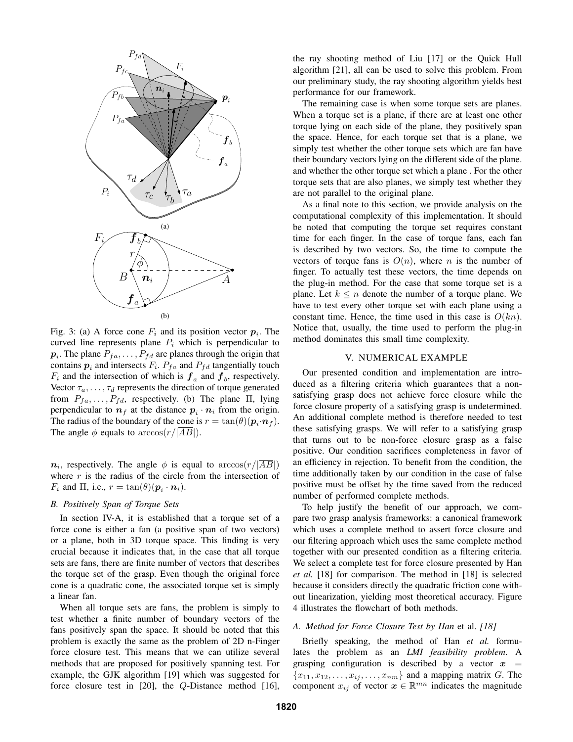Fig. 3: (a) A force cone $F_i$ and its position vector $\boldsymbol{p}_i$. The curved line represents plane $P_i$ which is perpendicular to $\boldsymbol{p}_i$. The plane $P_{fa}, \ldots, P_{fd}$ are planes through the origin that contains $\boldsymbol{p}_i$ and intersects $F_i$. $P_{fa}$ and $P_{fd}$ tangentially touch $F_i$ and the intersection of which is $\boldsymbol{f}_a$ and $\boldsymbol{f}_b$, respectively. Vector $\tau_a, \ldots, \tau_d$ represents the direction of torque generated from $P_{fa}, \ldots, P_{fd}$, respectively. (b) The plane $\Pi$, lying perpendicular to $\boldsymbol{n}_f$ at the distance $\boldsymbol{p}_i \cdot \boldsymbol{n}_i$ from the origin. The radius of the boundary of the cone is $r = \tan(\theta)(\boldsymbol{p}_i \cdot \boldsymbol{n}_f)$. The angle $\phi$ equals to $\arccos(r/|\overline{AB}|)$.

$\boldsymbol{n}_i$, respectively. The angle $\phi$ is equal to $\arccos(r/|\overline{AB}|)$ where $r$ is the radius of the circle from the intersection of $F_i$ and $\Pi$, i.e., $r = \tan(\theta)(\boldsymbol{p}_i \cdot \boldsymbol{n}_i)$.

### B. Positively Span of Torque Sets

In section IV-A, it is established that a torque set of a force cone is either a fan (a positive span of two vectors) or a plane, both in 3D torque space. This finding is very crucial because it indicates that, in the case that all torque sets are fans, there are finite number of vectors that describes the torque set of the grasp. Even though the original force cone is a quadratic cone, the associated torque set is simply a linear fan.

When all torque sets are fans, the problem is simply to test whether a finite number of boundary vectors of the fans positively span the space. It should be noted that this problem is exactly the same as the problem of 2D n-Finger force closure test. This means that we can utilize several methods that are proposed for positively spanning test. For example, the GJK algorithm [19] which was suggested for force closure test in [20], the $Q$-Distance method [16], the ray shooting method of Liu [17] or the Quick Hull algorithm [21], all can be used to solve this problem. From our preliminary study, the ray shooting algorithm yields best performance for our framework.

The remaining case is when some torque sets are planes. When a torque set is a plane, if there are at least one other torque lying on each side of the plane, they positively span the space. Hence, for each torque set that is a plane, we simply test whether the other torque sets which are fan have their boundary vectors lying on the different side of the plane. and whether the other torque set which a plane . For the other torque sets that are also planes, we simply test whether they are not parallel to the original plane.

As a final note to this section, we provide analysis on the computational complexity of this implementation. It should be noted that computing the torque set requires constant time for each finger. In the case of torque fans, each fan is described by two vectors. So, the time to compute the vectors of torque fans is $O(n)$, where $n$ is the number of finger. To actually test these vectors, the time depends on the plug-in method. For the case that some torque set is a plane. Let $k \leq n$ denote the number of a torque plane. We have to test every other torque set with each plane using a constant time. Hence, the time used in this case is $O(kn)$. Notice that, usually, the time used to perform the plug-in method dominates this small time complexity.

## V. NUMERICAL EXAMPLE

Our presented condition and implementation are introduced as a filtering criteria which guarantees that a non-satisfying grasp does not achieve force closure while the force closure property of a satisfying grasp is undetermined. An additional complete method is therefore needed to test these satisfying grasps. We will refer to a satisfying grasp that turns out to be non-force closure grasp as a false positive. Our condition sacrifices completeness in favor of an efficiency in rejection. To benefit from the condition, the time additionally taken by our condition in the case of false positive must be offset by the time saved from the reduced number of performed complete methods.

To help justify the benefit of our approach, we compare two grasp analysis frameworks: a canonical framework which uses a complete method to assert force closure and our filtering approach which uses the same complete method together with our presented condition as a filtering criteria. We select a complete test for force closure presented by Han *et al.* [18] for comparison. The method in [18] is selected because it considers directly the quadratic friction cone without linearization, yielding most theoretical accuracy. Figure 4 illustrates the flowchart of both methods.

### A. Method for Force Closure Test by Han et al. [18]

Briefly speaking, the method of Han *et al.* formulates the problem as an *LMI feasibility problem*. A grasping configuration is described by a vector $\boldsymbol{x} = \{x_{11}, x_{12}, \ldots, x_{ij}, \ldots, x_{nm}\}$ and a mapping matrix $G$. The component $x_{ij}$ of vector $\boldsymbol{x} \in \mathbb{R}^{mn}$ indicates the magnitude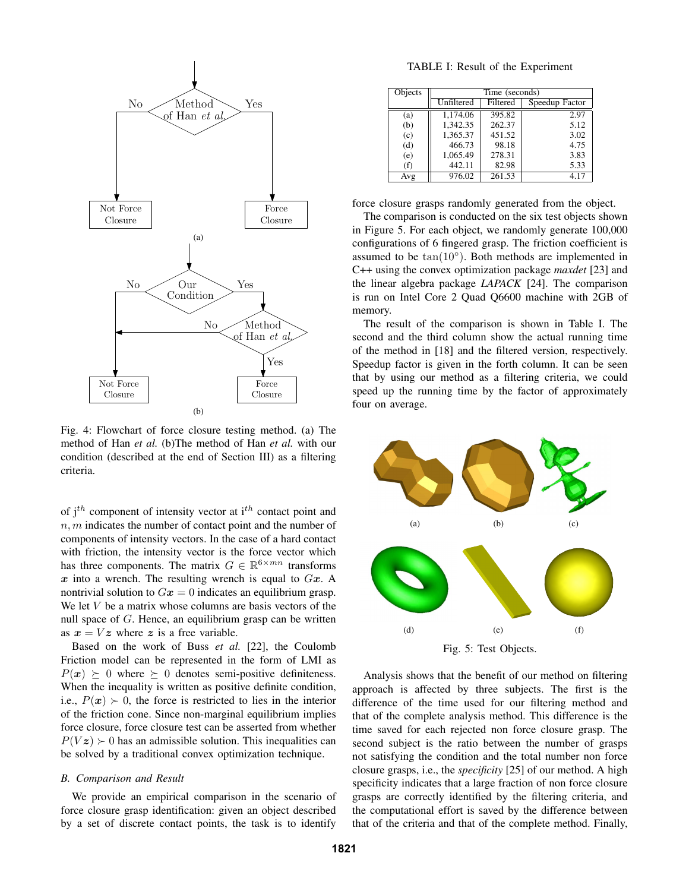Fig. 4: Flowchart of force closure testing method. (a) The method of Han *et al.* (b)The method of Han *et al.* with our condition (described at the end of Section III) as a filtering criteria.

of j$^{th}$ component of intensity vector at i$^{th}$ contact point and $n, m$ indicates the number of contact point and the number of components of intensity vectors. In the case of a hard contact with friction, the intensity vector is the force vector which has three components. The matrix $G \in \mathbb{R}^{6\times mn}$ transforms $\boldsymbol{x}$ into a wrench. The resulting wrench is equal to $G\boldsymbol{x}$. A nontrivial solution to $G\boldsymbol{x} = 0$ indicates an equilibrium grasp. We let $V$ be a matrix whose columns are basis vectors of the null space of $G$. Hence, an equilibrium grasp can be written as $\boldsymbol{x} = V\boldsymbol{z}$ where $\boldsymbol{z}$ is a free variable.

Based on the work of Buss *et al.* [22], the Coulomb Friction model can be represented in the form of LMI as $P(\boldsymbol{x}) \succeq 0$ where $\succeq 0$ denotes semi-positive definiteness. When the inequality is written as positive definite condition, i.e., $P(\boldsymbol{x}) \succ 0$, the force is restricted to lies in the interior of the friction cone. Since non-marginal equilibrium implies force closure, force closure test can be asserted from whether $P(V\boldsymbol{z}) \succ 0$ has an admissible solution. This inequalities can be solved by a traditional convex optimization technique.

### *B. Comparison and Result*

We provide an empirical comparison in the scenario of force closure grasp identification: given an object described by a set of discrete contact points, the task is to identify force closure grasps randomly generated from the object.

The comparison is conducted on the six test objects shown in Figure 5. For each object, we randomly generate 100,000 configurations of 6 fingered grasp. The friction coefficient is assumed to be $\tan(10°)$. Both methods are implemented in C++ using the convex optimization package *maxdet* [23] and the linear algebra package *LAPACK* [24]. The comparison is run on Intel Core 2 Quad Q6600 machine with 2GB of memory.

The result of the comparison is shown in Table I. The second and the third column show the actual running time of the method in [18] and the filtered version, respectively. Speedup factor is given in the forth column. It can be seen that by using our method as a filtering criteria, we could speed up the running time by the factor of approximately four on average.

TABLE I: Result of the Experiment

| Objects | Time (seconds) | | |
|---|---|---|---|
| | Unfiltered | Filtered | Speedup Factor |
| (a) | 1,174.06 | 395.82 | 2.97 |
| (b) | 1,342.35 | 262.37 | 5.12 |
| (c) | 1,365.37 | 451.52 | 3.02 |
| (d) | 466.73 | 98.18 | 4.75 |
| (e) | 1,065.49 | 278.31 | 3.83 |
| (f) | 442.11 | 82.98 | 5.33 |
| Avg | 976.02 | 261.53 | 4.17 |

Fig. 5: Test Objects.

Analysis shows that the benefit of our method on filtering approach is affected by three subjects. The first is the difference of the time used for our filtering method and that of the complete analysis method. This difference is the time saved for each rejected non force closure grasp. The second subject is the ratio between the number of grasps not satisfying the condition and the total number non force closure grasps, i.e., the *specificity* [25] of our method. A high specificity indicates that a large fraction of non force closure grasps are correctly identified by the filtering criteria, and the computational effort is saved by the difference between that of the criteria and that of the complete method. Finally,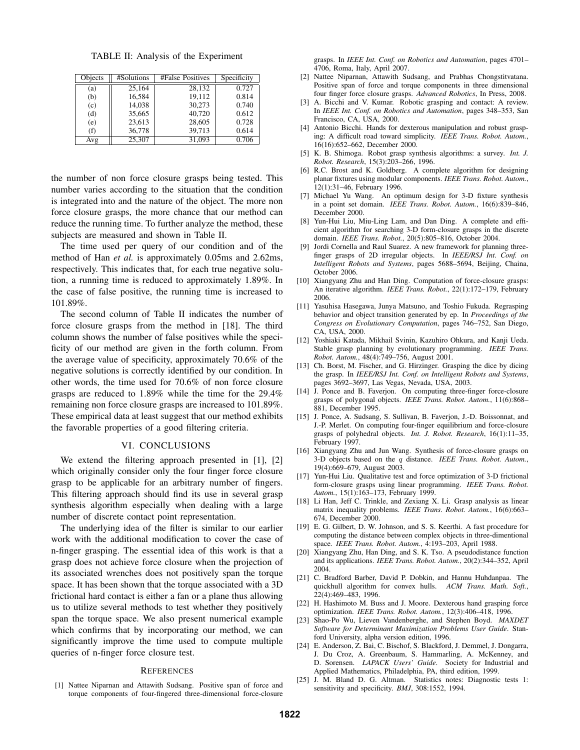TABLE II: Analysis of the Experiment

| Objects | #Solutions | #False Positives | Specificity |
|---|---|---|---|
| (a) | 25,164 | 28,132 | 0.727 |
| (b) | 16,584 | 19,112 | 0.814 |
| (c) | 14,038 | 30,273 | 0.740 |
| (d) | 35,665 | 40,720 | 0.612 |
| (e) | 23,613 | 28,605 | 0.728 |
| (f) | 36,778 | 39,713 | 0.614 |
| Avg | 25,307 | 31,093 | 0.706 |

the number of non force closure grasps being tested. This number varies according to the situation that the condition is integrated into and the nature of the object. The more non force closure grasps, the more chance that our method can reduce the running time. To further analyze the method, these subjects are measured and shown in Table II.

The time used per query of our condition and of the method of Han *et al.* is approximately 0.05ms and 2.62ms, respectively. This indicates that, for each true negative solution, a running time is reduced to approximately 1.89%. In the case of false positive, the running time is increased to 101.89%.

The second column of Table II indicates the number of force closure grasps from the method in [18]. The third column shows the number of false positives while the specificity of our method are given in the forth column. From the average value of specificity, approximately 70.6% of the negative solutions is correctly identified by our condition. In other words, the time used for 70.6% of non force closure grasps are reduced to 1.89% while the time for the 29.4% remaining non force closure grasps are increased to 101.89%. These empirical data at least suggest that our method exhibits the favorable properties of a good filtering criteria.

## VI. CONCLUSIONS

We extend the filtering approach presented in [1], [2] which originally consider only the four finger force closure grasp to be applicable for an arbitrary number of fingers. This filtering approach should find its use in several grasp synthesis algorithm especially when dealing with a large number of discrete contact point representation.

The underlying idea of the filter is similar to our earlier work with the additional modification to cover the case of n-finger grasping. The essential idea of this work is that a grasp does not achieve force closure when the projection of its associated wrenches does not positively span the torque space. It has been shown that the torque associated with a 3D frictional hard contact is either a fan or a plane thus allowing us to utilize several methods to test whether they positively span the torque space. We also present numerical example which confirms that by incorporating our method, we can significantly improve the time used to compute multiple queries of n-finger force closure test.

## REFERENCES

[1] Nattee Niparnan and Attawith Sudsang. Positive span of force and torque components of four-fingered three-dimensional force-closure grasps. In *IEEE Int. Conf. on Robotics and Automation*, pages 4701–4706, Roma, Italy, April 2007.

[2] Nattee Niparnan, Attawith Sudsang, and Prabhas Chongstitvatana. Positive span of force and torque components in three dimensional four finger force closure grasps. *Advanced Robotics*, In Press, 2008.

[3] A. Bicchi and V. Kumar. Robotic grasping and contact: A review. In *IEEE Int. Conf. on Robotics and Automation*, pages 348–353, San Francisco, CA, USA, 2000.

[4] Antonio Bicchi. Hands for dexterous manipulation and robust grasping: A difficult road toward simplicity. *IEEE Trans. Robot. Autom.*, 16(16):652–662, December 2000.

[5] K. B. Shimoga. Robot grasp synthesis algorithms: a survey. *Int. J. Robot. Research*, 15(3):203–266, 1996.

[6] R.C. Brost and K. Goldberg. A complete algorithm for designing planar fixtures using modular components. *IEEE Trans. Robot. Autom.*, 12(1):31–46, February 1996.

[7] Michael Yu Wang. An optimum design for 3-D fixture synthesis in a point set domain. *IEEE Trans. Robot. Autom.*, 16(6):839–846, December 2000.

[8] Yun-Hui Liu, Miu-Ling Lam, and Dan Ding. A complete and efficient algorithm for searching 3-D form-closure grasps in the discrete domain. *IEEE Trans. Robot.*, 20(5):805–816, October 2004.

[9] Jordi Cornella and Raul Suarez. A new framework for planning three-finger grasps of 2D irregular objects. In *IEEE/RSJ Int. Conf. on Intelligent Robots and Systems*, pages 5688–5694, Beijing, Chaina, October 2006.

[10] Xiangyang Zhu and Han Ding. Computation of force-closure grasps: An iterative algorithm. *IEEE Trans. Robot.*, 22(1):172–179, February 2006.

[11] Yasuhisa Hasegawa, Junya Matsuno, and Toshio Fukuda. Regrasping behavior and object transition generated by ep. In *Proceedings of the Congress on Evolutionary Computation*, pages 746–752, San Diego, CA, USA, 2000.

[12] Yoshiaki Katada, Mikhail Svinin, Kazuhiro Ohkura, and Kanji Ueda. Stable grasp planning by evolutionary programming. *IEEE Trans. Robot. Autom.*, 48(4):749–756, August 2001.

[13] Ch. Borst, M. Fischer, and G. Hirzinger. Grasping the dice by dicing the grasp. In *IEEE/RSJ Int. Conf. on Intelligent Robots and Systems*, pages 3692–3697, Las Vegas, Nevada, USA, 2003.

[14] J. Ponce and B. Faverjon. On computing three-finger force-closure grasps of polygonal objects. *IEEE Trans. Robot. Autom.*, 11(6):868–881, December 1995.

[15] J. Ponce, A. Sudsang, S. Sullivan, B. Faverjon, J.-D. Boissonnat, and J.-P. Merlet. On computing four-finger equilibrium and force-closure grasps of polyhedral objects. *Int. J. Robot. Research*, 16(1):11–35, February 1997.

[16] Xiangyang Zhu and Jun Wang. Synthesis of force-closure grasps on 3-D objects based on the *q* distance. *IEEE Trans. Robot. Autom.*, 19(4):669–679, August 2003.

[17] Yun-Hui Liu. Qualitative test and force optimization of 3-D frictional form-closure grasps using linear programming. *IEEE Trans. Robot. Autom.*, 15(1):163–173, February 1999.

[18] Li Han, Jeff C. Trinkle, and Zexiang X. Li. Grasp analysis as linear matrix inequality problems. *IEEE Trans. Robot. Autom.*, 16(6):663–674, December 2000.

[19] E. G. Gilbert, D. W. Johnson, and S. S. Keerthi. A fast procedure for computing the distance between complex objects in three-dimentional space. *IEEE Trans. Robot. Autom.*, 4:193–203, April 1988.

[20] Xiangyang Zhu, Han Ding, and S. K. Tso. A pseudodistance function and its applications. *IEEE Trans. Robot. Autom.*, 20(2):344–352, April 2004.

[21] C. Bradford Barber, David P. Dobkin, and Hannu Huhdanpaa. The quickhull algorithm for convex hulls. *ACM Trans. Math. Soft.*, 22(4):469–483, 1996.

[22] H. Hashimoto M. Buss and J. Moore. Dexterous hand grasping force optimization. *IEEE Trans. Robot. Autom.*, 12(3):406–418, 1996.

[23] Shao-Po Wu, Lieven Vandenberghe, and Stephen Boyd. *MAXDET Software for Determinant Maximization Problems User Guide*. Stanford University, alpha version edition, 1996.

[24] E. Anderson, Z. Bai, C. Bischof, S. Blackford, J. Demmel, J. Dongarra, J. Du Croz, A. Greenbaum, S. Hammarling, A. McKenney, and D. Sorensen. *LAPACK Users' Guide*. Society for Industrial and Applied Mathematics, Philadelphia, PA, third edition, 1999.

[25] J. M. Bland D. G. Altman. Statistics notes: Diagnostic tests 1: sensitivity and specificity. *BMJ*, 308:1552, 1994.